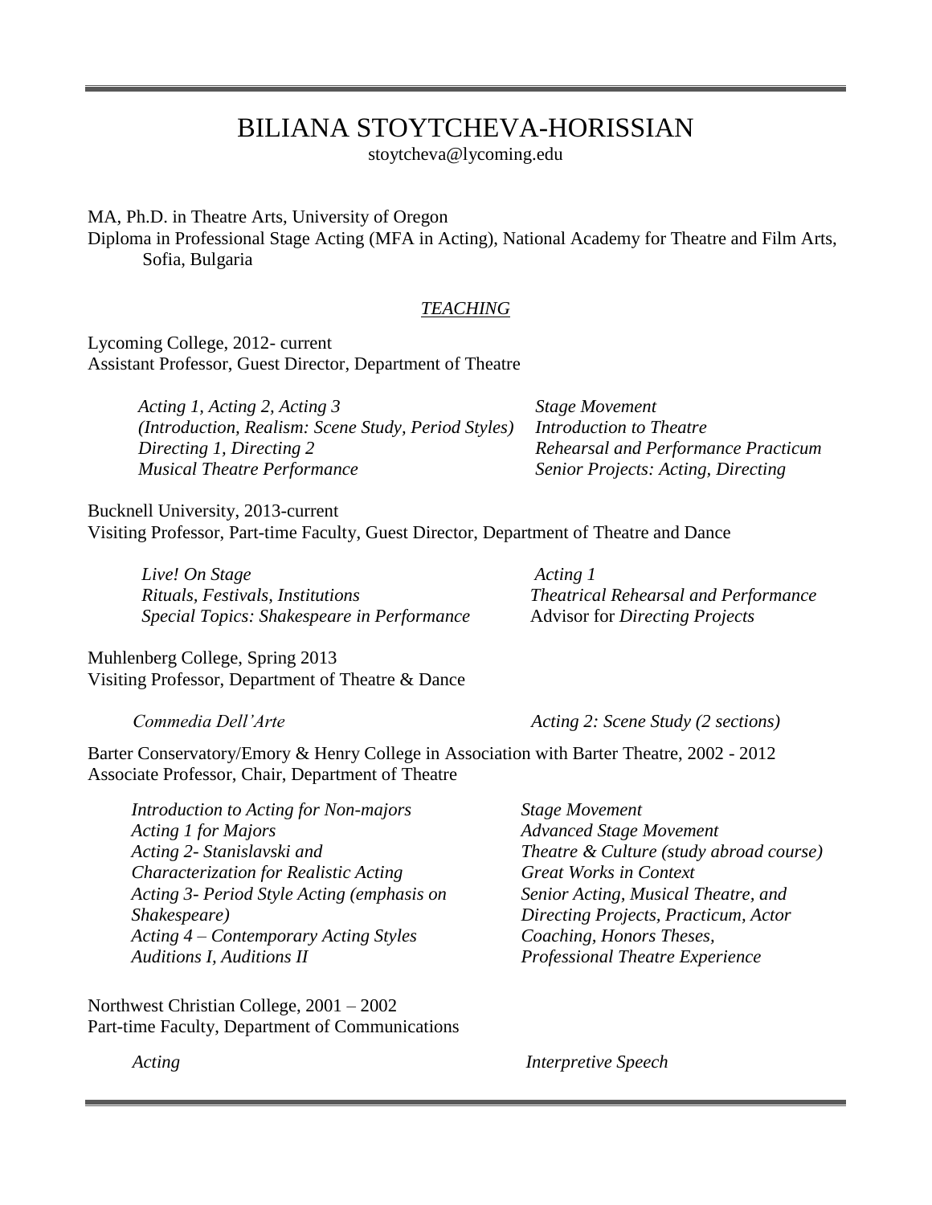# BILIANA STOYTCHEVA-HORISSIAN

stoytcheva@lycoming.edu

MA, Ph.D. in Theatre Arts, University of Oregon
Diploma in Professional Stage Acting (MFA in Acting), National Academy for Theatre and Film Arts, Sofia, Bulgaria

## *TEACHING*

Lycoming College, 2012- current
Assistant Professor, Guest Director, Department of Theatre

- *Acting 1, Acting 2, Acting 3*
  *(Introduction, Realism: Scene Study, Period Styles)*
- *Directing 1, Directing 2*
- *Musical Theatre Performance*
- *Stage Movement*
- *Introduction to Theatre*
- *Rehearsal and Performance Practicum*
- *Senior Projects: Acting, Directing*

Bucknell University, 2013-current
Visiting Professor, Part-time Faculty, Guest Director, Department of Theatre and Dance

- *Live! On Stage*
- *Rituals, Festivals, Institutions*
- *Special Topics: Shakespeare in Performance*
- *Acting 1*
- *Theatrical Rehearsal and Performance*
- Advisor for *Directing Projects*

Muhlenberg College, Spring 2013
Visiting Professor, Department of Theatre & Dance

- *Commedia Dell'Arte*
- *Acting 2: Scene Study (2 sections)*

Barter Conservatory/Emory & Henry College in Association with Barter Theatre, 2002 - 2012
Associate Professor, Chair, Department of Theatre

- *Introduction to Acting for Non-majors*
- *Acting 1 for Majors*
- *Acting 2- Stanislavski and Characterization for Realistic Acting*
- *Acting 3- Period Style Acting (emphasis on Shakespeare)*
- *Acting 4 – Contemporary Acting Styles*
- *Auditions I, Auditions II*
- *Stage Movement*
- *Advanced Stage Movement*
- *Theatre & Culture (study abroad course)*
- *Great Works in Context*
- *Senior Acting, Musical Theatre, and Directing Projects, Practicum, Actor Coaching, Honors Theses, Professional Theatre Experience*

Northwest Christian College, 2001 – 2002
Part-time Faculty, Department of Communications

- *Acting*
- *Interpretive Speech*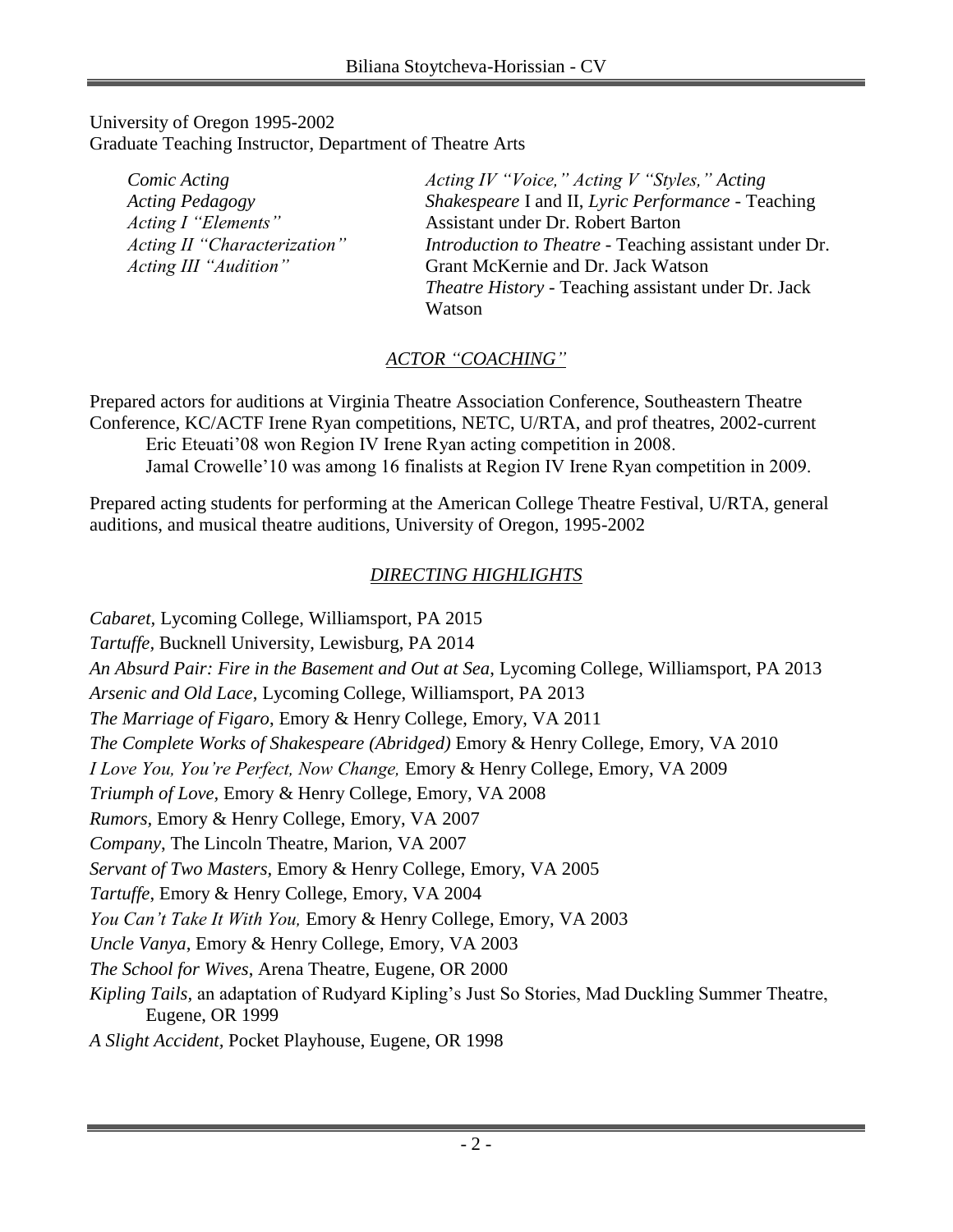University of Oregon 1995-2002
Graduate Teaching Instructor, Department of Theatre Arts

*Comic Acting*
*Acting Pedagogy*
*Acting I "Elements"*
*Acting II "Characterization"*
*Acting III "Audition"*

*Acting IV "Voice," Acting V "Styles," Acting Shakespeare* I and II, *Lyric Performance* - Teaching Assistant under Dr. Robert Barton
*Introduction to Theatre* - Teaching assistant under Dr. Grant McKernie and Dr. Jack Watson
*Theatre History* - Teaching assistant under Dr. Jack Watson

## *ACTOR "COACHING"*

Prepared actors for auditions at Virginia Theatre Association Conference, Southeastern Theatre Conference, KC/ACTF Irene Ryan competitions, NETC, U/RTA, and prof theatres, 2002-current

- Eric Eteuati'08 won Region IV Irene Ryan acting competition in 2008.
- Jamal Crowelle'10 was among 16 finalists at Region IV Irene Ryan competition in 2009.

Prepared acting students for performing at the American College Theatre Festival, U/RTA, general auditions, and musical theatre auditions, University of Oregon, 1995-2002

## *DIRECTING HIGHLIGHTS*

*Cabaret*, Lycoming College, Williamsport, PA 2015

*Tartuffe*, Bucknell University, Lewisburg, PA 2014

*An Absurd Pair: Fire in the Basement and Out at Sea*, Lycoming College, Williamsport, PA 2013

*Arsenic and Old Lace*, Lycoming College, Williamsport, PA 2013

*The Marriage of Figaro*, Emory & Henry College, Emory, VA 2011

*The Complete Works of Shakespeare (Abridged)* Emory & Henry College, Emory, VA 2010

*I Love You, You're Perfect, Now Change,* Emory & Henry College, Emory, VA 2009

*Triumph of Love,* Emory & Henry College, Emory, VA 2008

*Rumors,* Emory & Henry College, Emory, VA 2007

*Company*, The Lincoln Theatre, Marion, VA 2007

*Servant of Two Masters,* Emory & Henry College, Emory, VA 2005

*Tartuffe*, Emory & Henry College, Emory, VA 2004

*You Can't Take It With You,* Emory & Henry College, Emory, VA 2003

*Uncle Vanya*, Emory & Henry College, Emory, VA 2003

*The School for Wives*, Arena Theatre, Eugene, OR 2000

*Kipling Tails,* an adaptation of Rudyard Kipling's Just So Stories, Mad Duckling Summer Theatre, Eugene, OR 1999

*A Slight Accident,* Pocket Playhouse, Eugene, OR 1998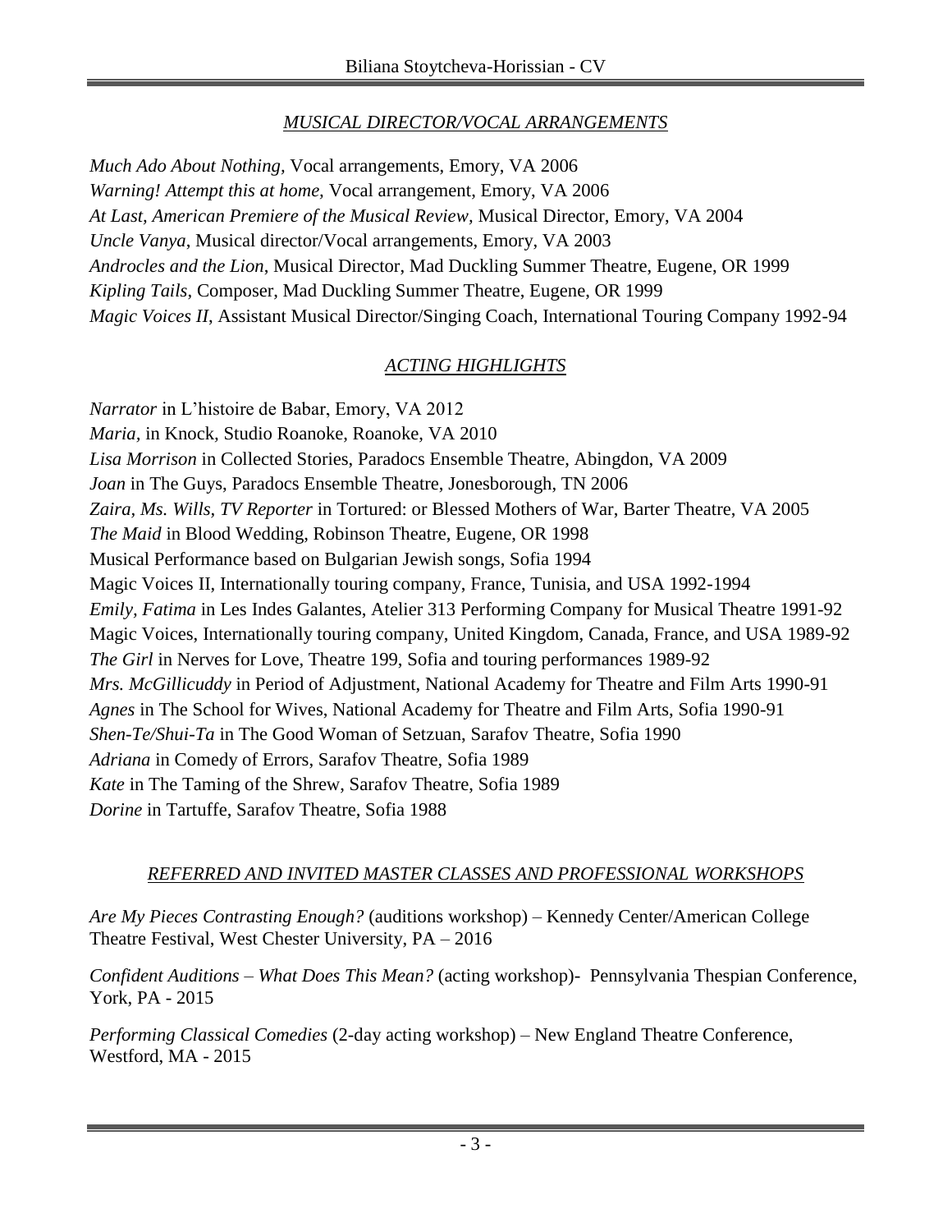## *MUSICAL DIRECTOR/VOCAL ARRANGEMENTS*

*Much Ado About Nothing,* Vocal arrangements, Emory, VA 2006
*Warning! Attempt this at home,* Vocal arrangement, Emory, VA 2006
*At Last, American Premiere of the Musical Review*, Musical Director, Emory, VA 2004
*Uncle Vanya*, Musical director/Vocal arrangements, Emory, VA 2003
*Androcles and the Lion*, Musical Director, Mad Duckling Summer Theatre, Eugene, OR 1999
*Kipling Tails*, Composer, Mad Duckling Summer Theatre, Eugene, OR 1999
*Magic Voices II,* Assistant Musical Director/Singing Coach, International Touring Company 1992-94

## *ACTING HIGHLIGHTS*

*Narrator* in L'histoire de Babar, Emory, VA 2012
*Maria,* in Knock*,* Studio Roanoke, Roanoke, VA 2010
*Lisa Morrison* in Collected Stories, Paradocs Ensemble Theatre, Abingdon, VA 2009
*Joan* in The Guys, Paradocs Ensemble Theatre, Jonesborough, TN 2006
*Zaira, Ms. Wills, TV Reporter* in Tortured: or Blessed Mothers of War, Barter Theatre, VA 2005
*The Maid* in Blood Wedding, Robinson Theatre, Eugene, OR 1998
Musical Performance based on Bulgarian Jewish songs, Sofia 1994
Magic Voices II, Internationally touring company, France, Tunisia, and USA 1992-1994
*Emily, Fatima* in Les Indes Galantes, Atelier 313 Performing Company for Musical Theatre 1991-92
Magic Voices, Internationally touring company, United Kingdom, Canada, France, and USA 1989-92
*The Girl* in Nerves for Love, Theatre 199, Sofia and touring performances 1989-92
*Mrs. McGillicuddy* in Period of Adjustment, National Academy for Theatre and Film Arts 1990-91
*Agnes* in The School for Wives, National Academy for Theatre and Film Arts, Sofia 1990-91
*Shen-Te/Shui-Ta* in The Good Woman of Setzuan, Sarafov Theatre, Sofia 1990
*Adriana* in Comedy of Errors, Sarafov Theatre, Sofia 1989
*Kate* in The Taming of the Shrew, Sarafov Theatre, Sofia 1989
*Dorine* in Tartuffe, Sarafov Theatre, Sofia 1988

## *REFERRED AND INVITED MASTER CLASSES AND PROFESSIONAL WORKSHOPS*

*Are My Pieces Contrasting Enough?* (auditions workshop) – Kennedy Center/American College Theatre Festival, West Chester University, PA – 2016

*Confident Auditions – What Does This Mean?* (acting workshop)- Pennsylvania Thespian Conference, York, PA - 2015

*Performing Classical Comedies* (2-day acting workshop) – New England Theatre Conference, Westford, MA - 2015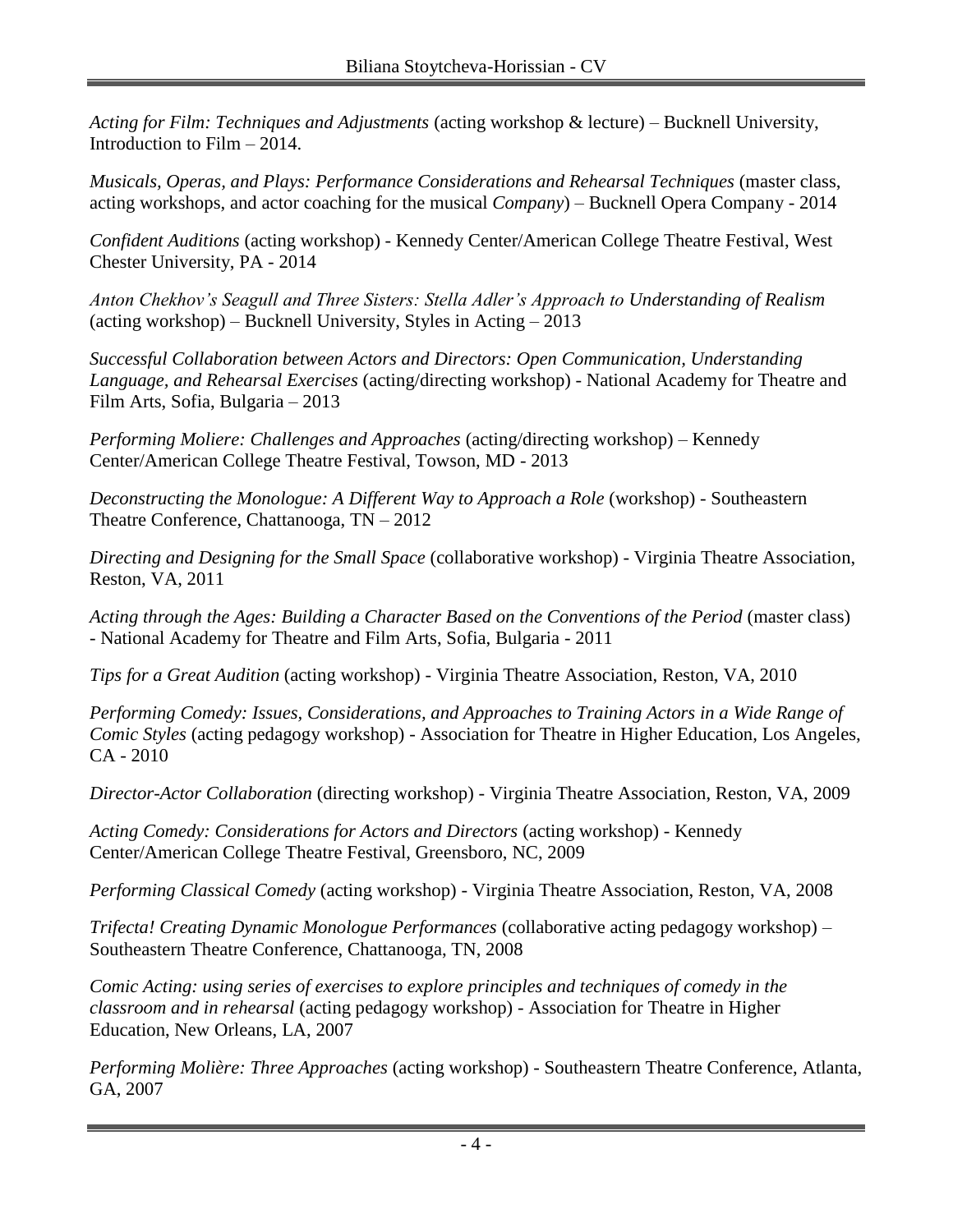*Acting for Film: Techniques and Adjustments* (acting workshop & lecture) – Bucknell University, Introduction to Film – 2014.

*Musicals, Operas, and Plays: Performance Considerations and Rehearsal Techniques* (master class, acting workshops, and actor coaching for the musical *Company*) – Bucknell Opera Company - 2014

*Confident Auditions* (acting workshop) - Kennedy Center/American College Theatre Festival, West Chester University, PA - 2014

*Anton Chekhov's Seagull and Three Sisters: Stella Adler's Approach to Understanding of Realism* (acting workshop) – Bucknell University, Styles in Acting – 2013

*Successful Collaboration between Actors and Directors: Open Communication, Understanding Language, and Rehearsal Exercises* (acting/directing workshop) - National Academy for Theatre and Film Arts, Sofia, Bulgaria – 2013

*Performing Moliere: Challenges and Approaches* (acting/directing workshop) – Kennedy Center/American College Theatre Festival, Towson, MD - 2013

*Deconstructing the Monologue: A Different Way to Approach a Role* (workshop) - Southeastern Theatre Conference, Chattanooga, TN – 2012

*Directing and Designing for the Small Space* (collaborative workshop) - Virginia Theatre Association, Reston, VA, 2011

*Acting through the Ages: Building a Character Based on the Conventions of the Period* (master class) - National Academy for Theatre and Film Arts, Sofia, Bulgaria - 2011

*Tips for a Great Audition* (acting workshop) - Virginia Theatre Association, Reston, VA, 2010

*Performing Comedy: Issues, Considerations, and Approaches to Training Actors in a Wide Range of Comic Styles* (acting pedagogy workshop) - Association for Theatre in Higher Education, Los Angeles, CA - 2010

*Director-Actor Collaboration* (directing workshop) - Virginia Theatre Association, Reston, VA, 2009

*Acting Comedy: Considerations for Actors and Directors* (acting workshop) - Kennedy Center/American College Theatre Festival, Greensboro, NC, 2009

*Performing Classical Comedy* (acting workshop) - Virginia Theatre Association, Reston, VA, 2008

*Trifecta! Creating Dynamic Monologue Performances* (collaborative acting pedagogy workshop) – Southeastern Theatre Conference, Chattanooga, TN, 2008

*Comic Acting: using series of exercises to explore principles and techniques of comedy in the classroom and in rehearsal* (acting pedagogy workshop) - Association for Theatre in Higher Education, New Orleans, LA, 2007

*Performing Molière: Three Approaches* (acting workshop) - Southeastern Theatre Conference, Atlanta, GA, 2007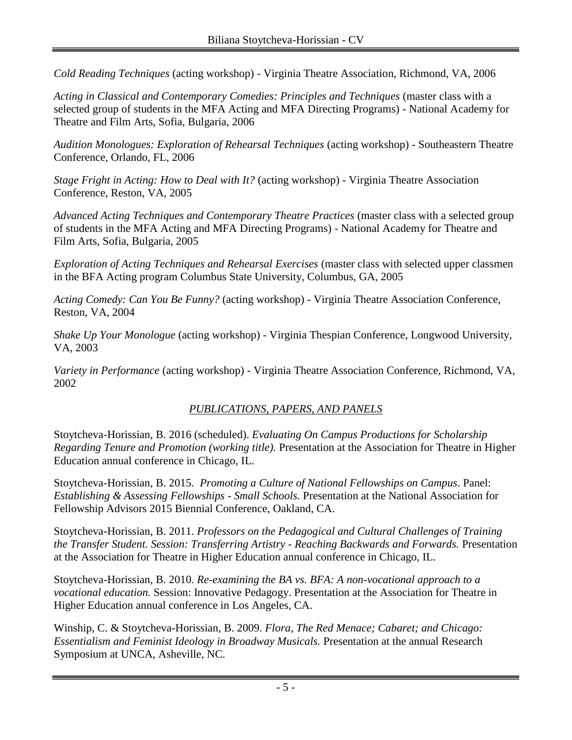*Cold Reading Techniques* (acting workshop) - Virginia Theatre Association, Richmond, VA, 2006

*Acting in Classical and Contemporary Comedies: Principles and Techniques* (master class with a selected group of students in the MFA Acting and MFA Directing Programs) - National Academy for Theatre and Film Arts, Sofia, Bulgaria, 2006

*Audition Monologues: Exploration of Rehearsal Techniques* (acting workshop) - Southeastern Theatre Conference, Orlando, FL, 2006

*Stage Fright in Acting: How to Deal with It?* (acting workshop) - Virginia Theatre Association Conference, Reston, VA, 2005

*Advanced Acting Techniques and Contemporary Theatre Practices* (master class with a selected group of students in the MFA Acting and MFA Directing Programs) - National Academy for Theatre and Film Arts, Sofia, Bulgaria, 2005

*Exploration of Acting Techniques and Rehearsal Exercises* (master class with selected upper classmen in the BFA Acting program Columbus State University, Columbus, GA, 2005

*Acting Comedy: Can You Be Funny?* (acting workshop) - Virginia Theatre Association Conference, Reston, VA, 2004

*Shake Up Your Monologue* (acting workshop) - Virginia Thespian Conference, Longwood University, VA, 2003

*Variety in Performance* (acting workshop) - Virginia Theatre Association Conference, Richmond, VA, 2002

## *PUBLICATIONS, PAPERS, AND PANELS*

Stoytcheva-Horissian, B. 2016 (scheduled). *Evaluating On Campus Productions for Scholarship Regarding Tenure and Promotion (working title).* Presentation at the Association for Theatre in Higher Education annual conference in Chicago, IL.

Stoytcheva-Horissian, B. 2015. *Promoting a Culture of National Fellowships on Campus*. Panel: *Establishing & Assessing Fellowships - Small Schools.* Presentation at the National Association for Fellowship Advisors 2015 Biennial Conference, Oakland, CA.

Stoytcheva-Horissian, B. 2011. *Professors on the Pedagogical and Cultural Challenges of Training the Transfer Student. Session: Transferring Artistry - Reaching Backwards and Forwards.* Presentation at the Association for Theatre in Higher Education annual conference in Chicago, IL.

Stoytcheva-Horissian, B. 2010. *Re-examining the BA vs. BFA: A non-vocational approach to a vocational education.* Session: Innovative Pedagogy. Presentation at the Association for Theatre in Higher Education annual conference in Los Angeles, CA.

Winship, C. & Stoytcheva-Horissian, B. 2009. *Flora, The Red Menace; Cabaret; and Chicago: Essentialism and Feminist Ideology in Broadway Musicals.* Presentation at the annual Research Symposium at UNCA, Asheville, NC.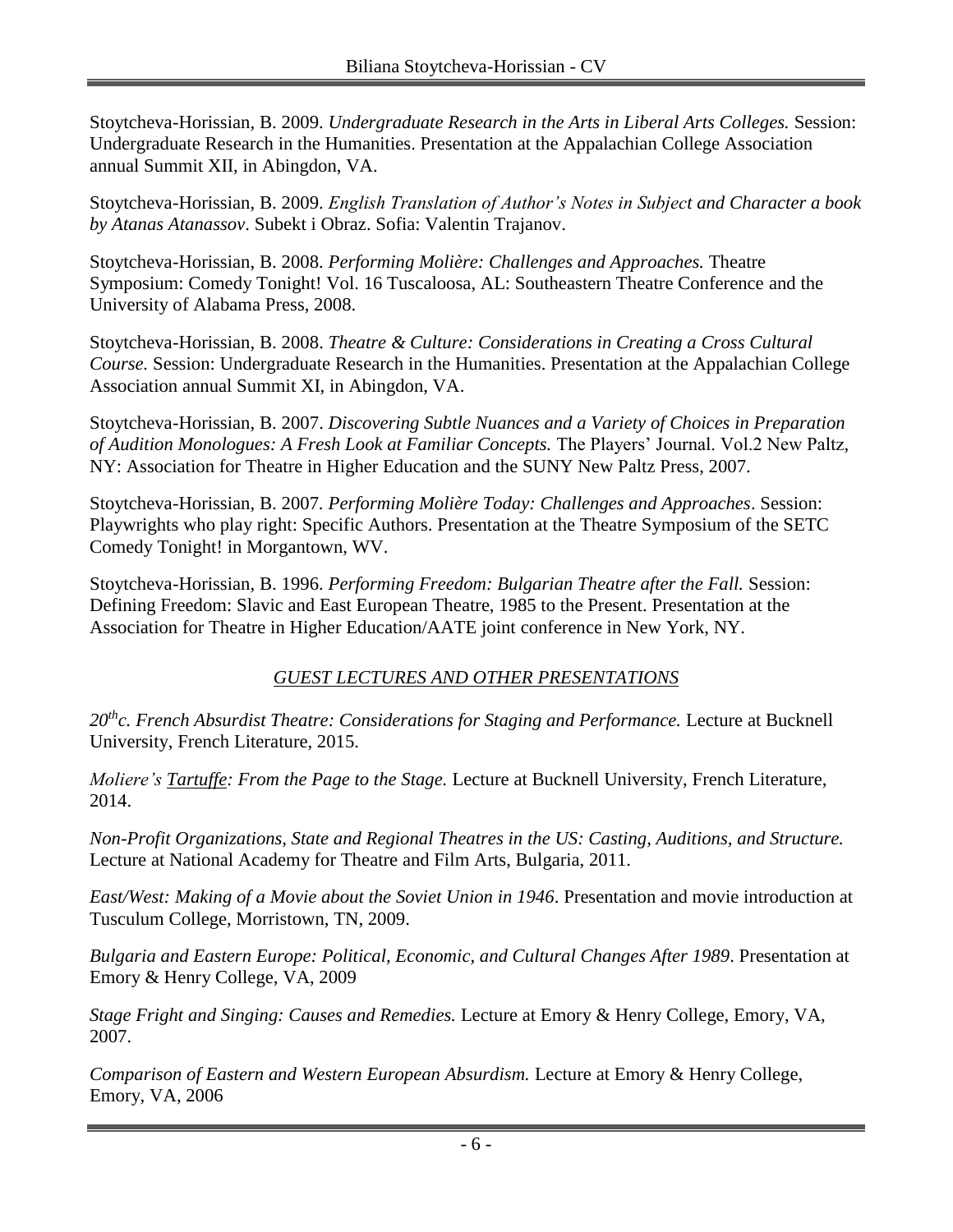Stoytcheva-Horissian, B. 2009. *Undergraduate Research in the Arts in Liberal Arts Colleges.* Session: Undergraduate Research in the Humanities. Presentation at the Appalachian College Association annual Summit XII, in Abingdon, VA.

Stoytcheva-Horissian, B. 2009. *English Translation of Author's Notes in Subject and Character a book by Atanas Atanassov*. Subekt i Obraz. Sofia: Valentin Trajanov.

Stoytcheva-Horissian, B. 2008. *Performing Molière: Challenges and Approaches.* Theatre Symposium: Comedy Tonight! Vol. 16 Tuscaloosa, AL: Southeastern Theatre Conference and the University of Alabama Press, 2008.

Stoytcheva-Horissian, B. 2008. *Theatre & Culture: Considerations in Creating a Cross Cultural Course.* Session: Undergraduate Research in the Humanities. Presentation at the Appalachian College Association annual Summit XI, in Abingdon, VA.

Stoytcheva-Horissian, B. 2007. *Discovering Subtle Nuances and a Variety of Choices in Preparation of Audition Monologues: A Fresh Look at Familiar Concepts.* The Players' Journal. Vol.2 New Paltz, NY: Association for Theatre in Higher Education and the SUNY New Paltz Press, 2007.

Stoytcheva-Horissian, B. 2007. *Performing Molière Today: Challenges and Approaches*. Session: Playwrights who play right: Specific Authors. Presentation at the Theatre Symposium of the SETC Comedy Tonight! in Morgantown, WV.

Stoytcheva-Horissian, B. 1996. *Performing Freedom: Bulgarian Theatre after the Fall.* Session: Defining Freedom: Slavic and East European Theatre, 1985 to the Present. Presentation at the Association for Theatre in Higher Education/AATE joint conference in New York, NY.

## GUEST LECTURES AND OTHER PRESENTATIONS

*20th c. French Absurdist Theatre: Considerations for Staging and Performance.* Lecture at Bucknell University, French Literature, 2015.

*Moliere's Tartuffe: From the Page to the Stage.* Lecture at Bucknell University, French Literature, 2014.

*Non-Profit Organizations, State and Regional Theatres in the US: Casting, Auditions, and Structure.* Lecture at National Academy for Theatre and Film Arts, Bulgaria, 2011.

*East/West: Making of a Movie about the Soviet Union in 1946*. Presentation and movie introduction at Tusculum College, Morristown, TN, 2009.

*Bulgaria and Eastern Europe: Political, Economic, and Cultural Changes After 1989*. Presentation at Emory & Henry College, VA, 2009

*Stage Fright and Singing: Causes and Remedies.* Lecture at Emory & Henry College, Emory, VA, 2007.

*Comparison of Eastern and Western European Absurdism.* Lecture at Emory & Henry College, Emory, VA, 2006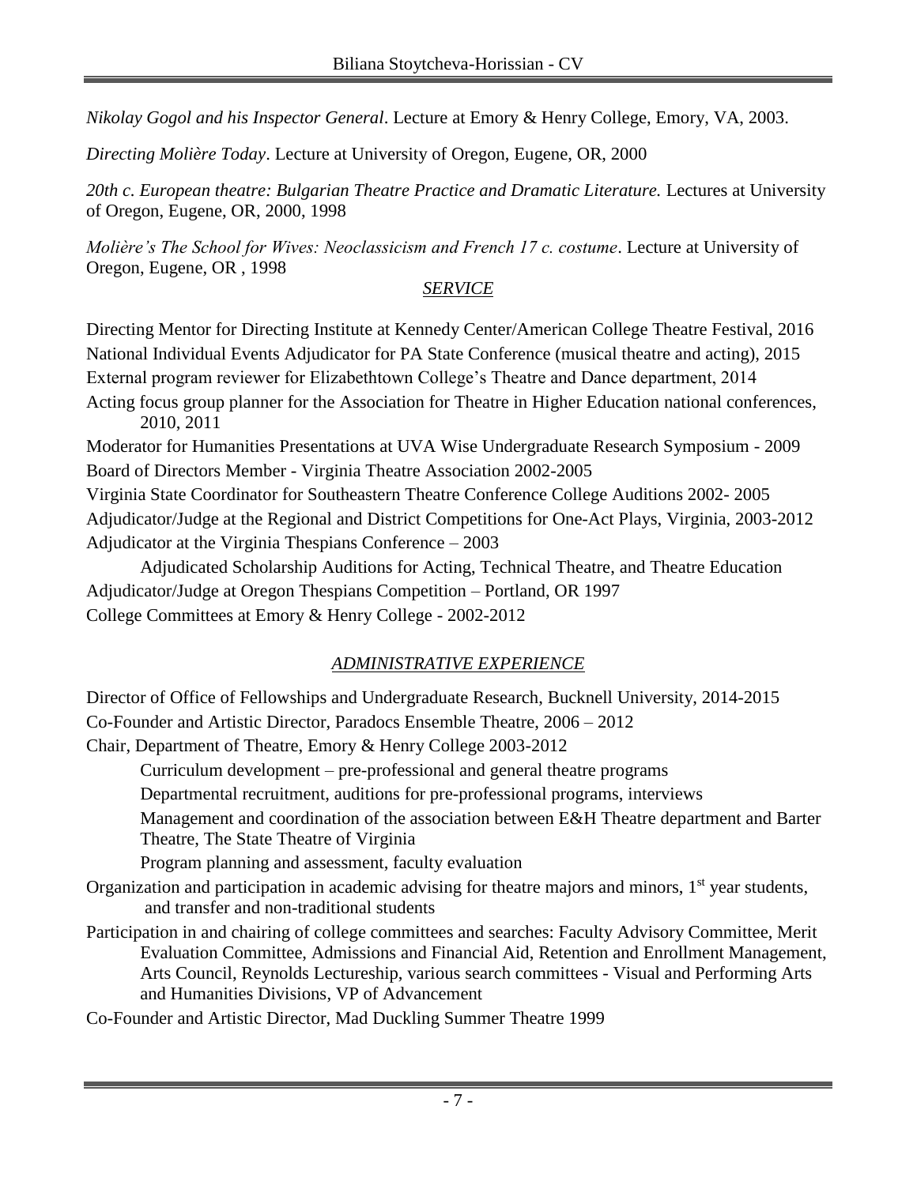*Nikolay Gogol and his Inspector General*. Lecture at Emory & Henry College, Emory, VA, 2003.

*Directing Molière Today*. Lecture at University of Oregon, Eugene, OR, 2000

*20th c. European theatre: Bulgarian Theatre Practice and Dramatic Literature.* Lectures at University of Oregon, Eugene, OR, 2000, 1998

*Molière's The School for Wives: Neoclassicism and French 17 c. costume*. Lecture at University of Oregon, Eugene, OR , 1998

## *SERVICE*

Directing Mentor for Directing Institute at Kennedy Center/American College Theatre Festival, 2016

National Individual Events Adjudicator for PA State Conference (musical theatre and acting), 2015

External program reviewer for Elizabethtown College's Theatre and Dance department, 2014

Acting focus group planner for the Association for Theatre in Higher Education national conferences, 2010, 2011

Moderator for Humanities Presentations at UVA Wise Undergraduate Research Symposium - 2009

Board of Directors Member - Virginia Theatre Association 2002-2005

Virginia State Coordinator for Southeastern Theatre Conference College Auditions 2002- 2005

Adjudicator/Judge at the Regional and District Competitions for One-Act Plays, Virginia, 2003-2012

Adjudicator at the Virginia Thespians Conference – 2003

Adjudicated Scholarship Auditions for Acting, Technical Theatre, and Theatre Education

Adjudicator/Judge at Oregon Thespians Competition – Portland, OR 1997

College Committees at Emory & Henry College - 2002-2012

## *ADMINISTRATIVE EXPERIENCE*

Director of Office of Fellowships and Undergraduate Research, Bucknell University, 2014-2015

Co-Founder and Artistic Director, Paradocs Ensemble Theatre, 2006 – 2012

Chair, Department of Theatre, Emory & Henry College 2003-2012

- Curriculum development – pre-professional and general theatre programs
- Departmental recruitment, auditions for pre-professional programs, interviews
- Management and coordination of the association between E&H Theatre department and Barter Theatre, The State Theatre of Virginia
- Program planning and assessment, faculty evaluation

Organization and participation in academic advising for theatre majors and minors, 1st year students, and transfer and non-traditional students

Participation in and chairing of college committees and searches: Faculty Advisory Committee, Merit Evaluation Committee, Admissions and Financial Aid, Retention and Enrollment Management, Arts Council, Reynolds Lectureship, various search committees - Visual and Performing Arts and Humanities Divisions, VP of Advancement

Co-Founder and Artistic Director, Mad Duckling Summer Theatre 1999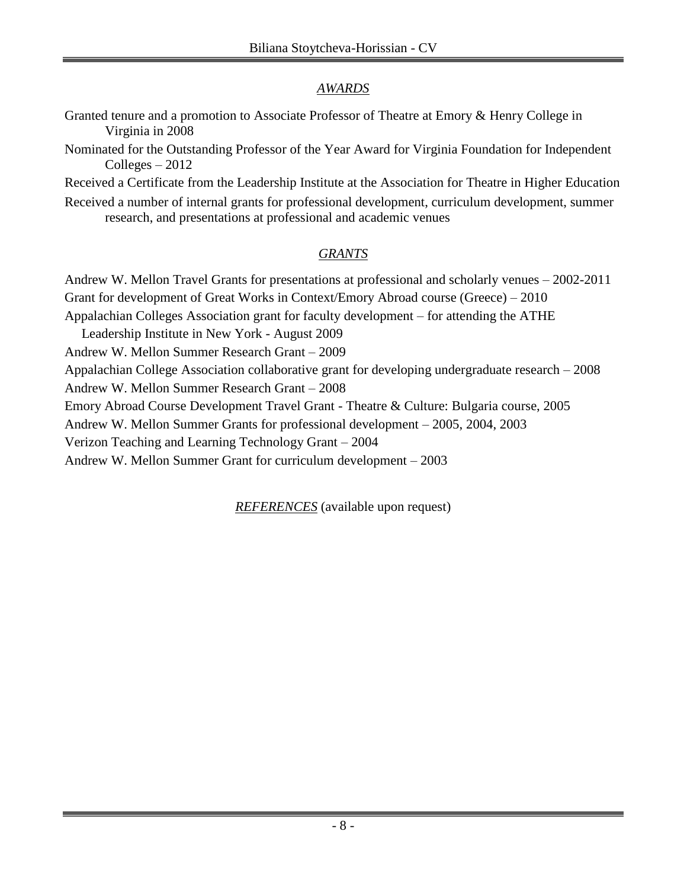## *AWARDS*

Granted tenure and a promotion to Associate Professor of Theatre at Emory & Henry College in Virginia in 2008

Nominated for the Outstanding Professor of the Year Award for Virginia Foundation for Independent Colleges – 2012

Received a Certificate from the Leadership Institute at the Association for Theatre in Higher Education

Received a number of internal grants for professional development, curriculum development, summer research, and presentations at professional and academic venues

## *GRANTS*

Andrew W. Mellon Travel Grants for presentations at professional and scholarly venues – 2002-2011

Grant for development of Great Works in Context/Emory Abroad course (Greece) – 2010

Appalachian Colleges Association grant for faculty development – for attending the ATHE Leadership Institute in New York - August 2009

Andrew W. Mellon Summer Research Grant – 2009

Appalachian College Association collaborative grant for developing undergraduate research – 2008

Andrew W. Mellon Summer Research Grant – 2008

Emory Abroad Course Development Travel Grant - Theatre & Culture: Bulgaria course, 2005

Andrew W. Mellon Summer Grants for professional development – 2005, 2004, 2003

Verizon Teaching and Learning Technology Grant – 2004

Andrew W. Mellon Summer Grant for curriculum development – 2003

*REFERENCES* (available upon request)